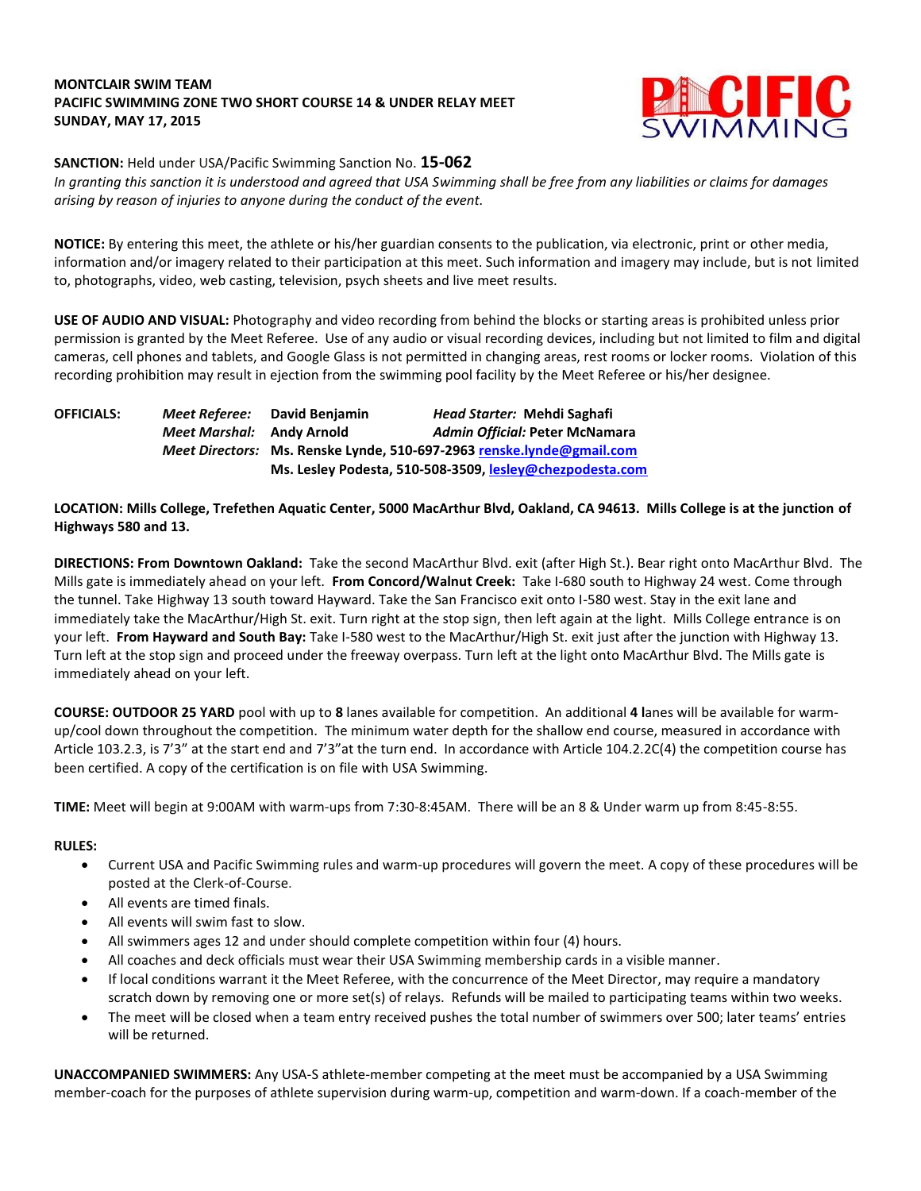**MONTCLAIR SWIM TEAM**
**PACIFIC SWIMMING ZONE TWO SHORT COURSE 14 & UNDER RELAY MEET**
**SUNDAY, MAY 17, 2015**

**SANCTION:** Held under USA/Pacific Swimming Sanction No. **15-062**
*In granting this sanction it is understood and agreed that USA Swimming shall be free from any liabilities or claims for damages arising by reason of injuries to anyone during the conduct of the event.*

**NOTICE:** By entering this meet, the athlete or his/her guardian consents to the publication, via electronic, print or other media, information and/or imagery related to their participation at this meet. Such information and imagery may include, but is not limited to, photographs, video, web casting, television, psych sheets and live meet results.

**USE OF AUDIO AND VISUAL:** Photography and video recording from behind the blocks or starting areas is prohibited unless prior permission is granted by the Meet Referee. Use of any audio or visual recording devices, including but not limited to film and digital cameras, cell phones and tablets, and Google Glass is not permitted in changing areas, rest rooms or locker rooms. Violation of this recording prohibition may result in ejection from the swimming pool facility by the Meet Referee or his/her designee.

**OFFICIALS:**

*Meet Referee:* **David Benjamin** — *Head Starter:* **Mehdi Saghafi**
*Meet Marshal:* **Andy Arnold** — *Admin Official:* **Peter McNamara**
*Meet Directors:* **Ms. Renske Lynde, 510-697-2963 renske.lynde@gmail.com**
**Ms. Lesley Podesta, 510-508-3509, lesley@chezpodesta.com**

**LOCATION: Mills College, Trefethen Aquatic Center, 5000 MacArthur Blvd, Oakland, CA 94613. Mills College is at the junction of Highways 580 and 13.**

**DIRECTIONS: From Downtown Oakland:** Take the second MacArthur Blvd. exit (after High St.). Bear right onto MacArthur Blvd. The Mills gate is immediately ahead on your left. **From Concord/Walnut Creek:** Take I-680 south to Highway 24 west. Come through the tunnel. Take Highway 13 south toward Hayward. Take the San Francisco exit onto I-580 west. Stay in the exit lane and immediately take the MacArthur/High St. exit. Turn right at the stop sign, then left again at the light. Mills College entrance is on your left. **From Hayward and South Bay:** Take I-580 west to the MacArthur/High St. exit just after the junction with Highway 13. Turn left at the stop sign and proceed under the freeway overpass. Turn left at the light onto MacArthur Blvd. The Mills gate is immediately ahead on your left.

**COURSE: OUTDOOR 25 YARD** pool with up to **8** lanes available for competition. An additional **4 l**anes will be available for warm-up/cool down throughout the competition. The minimum water depth for the shallow end course, measured in accordance with Article 103.2.3, is 7'3" at the start end and 7'3"at the turn end. In accordance with Article 104.2.2C(4) the competition course has been certified. A copy of the certification is on file with USA Swimming.

**TIME:** Meet will begin at 9:00AM with warm-ups from 7:30-8:45AM. There will be an 8 & Under warm up from 8:45-8:55.

**RULES:**

- Current USA and Pacific Swimming rules and warm-up procedures will govern the meet. A copy of these procedures will be posted at the Clerk-of-Course.
- All events are timed finals.
- All events will swim fast to slow.
- All swimmers ages 12 and under should complete competition within four (4) hours.
- All coaches and deck officials must wear their USA Swimming membership cards in a visible manner.
- If local conditions warrant it the Meet Referee, with the concurrence of the Meet Director, may require a mandatory scratch down by removing one or more set(s) of relays. Refunds will be mailed to participating teams within two weeks.
- The meet will be closed when a team entry received pushes the total number of swimmers over 500; later teams' entries will be returned.

**UNACCOMPANIED SWIMMERS:** Any USA-S athlete-member competing at the meet must be accompanied by a USA Swimming member-coach for the purposes of athlete supervision during warm-up, competition and warm-down. If a coach-member of the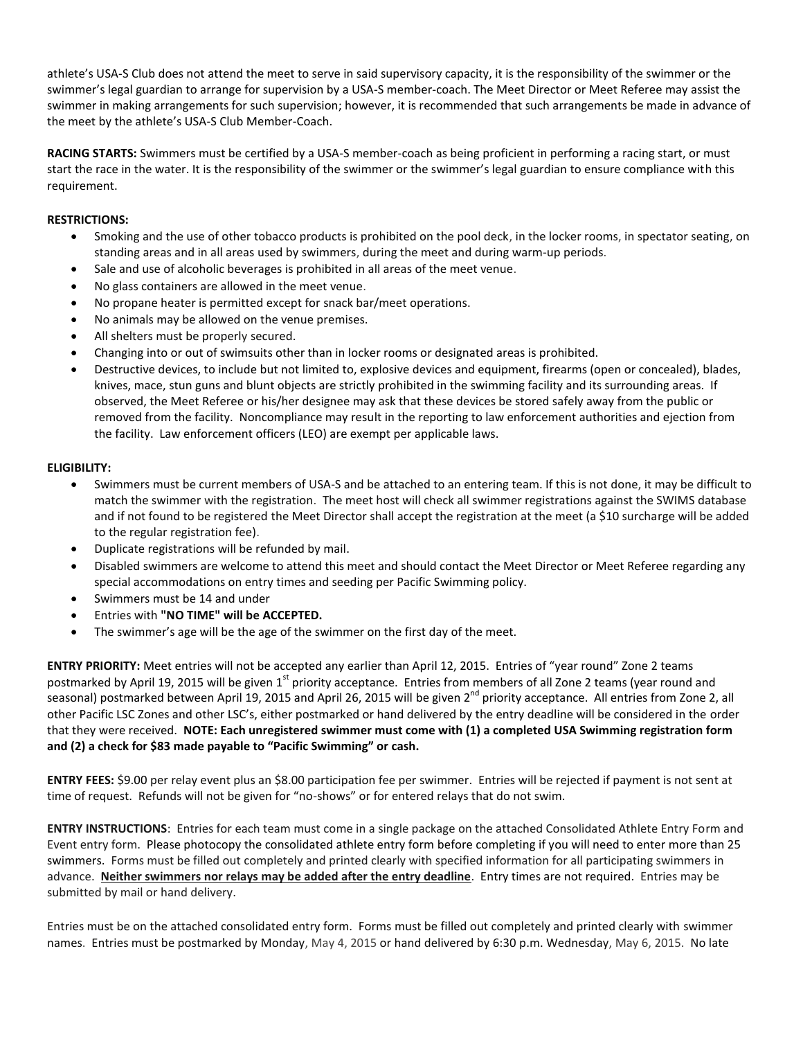athlete's USA-S Club does not attend the meet to serve in said supervisory capacity, it is the responsibility of the swimmer or the swimmer's legal guardian to arrange for supervision by a USA-S member-coach. The Meet Director or Meet Referee may assist the swimmer in making arrangements for such supervision; however, it is recommended that such arrangements be made in advance of the meet by the athlete's USA-S Club Member-Coach.

**RACING STARTS:** Swimmers must be certified by a USA-S member-coach as being proficient in performing a racing start, or must start the race in the water. It is the responsibility of the swimmer or the swimmer's legal guardian to ensure compliance with this requirement.

**RESTRICTIONS:**

- Smoking and the use of other tobacco products is prohibited on the pool deck, in the locker rooms, in spectator seating, on standing areas and in all areas used by swimmers, during the meet and during warm-up periods.
- Sale and use of alcoholic beverages is prohibited in all areas of the meet venue.
- No glass containers are allowed in the meet venue.
- No propane heater is permitted except for snack bar/meet operations.
- No animals may be allowed on the venue premises.
- All shelters must be properly secured.
- Changing into or out of swimsuits other than in locker rooms or designated areas is prohibited.
- Destructive devices, to include but not limited to, explosive devices and equipment, firearms (open or concealed), blades, knives, mace, stun guns and blunt objects are strictly prohibited in the swimming facility and its surrounding areas. If observed, the Meet Referee or his/her designee may ask that these devices be stored safely away from the public or removed from the facility. Noncompliance may result in the reporting to law enforcement authorities and ejection from the facility. Law enforcement officers (LEO) are exempt per applicable laws.

**ELIGIBILITY:**

- Swimmers must be current members of USA-S and be attached to an entering team. If this is not done, it may be difficult to match the swimmer with the registration. The meet host will check all swimmer registrations against the SWIMS database and if not found to be registered the Meet Director shall accept the registration at the meet (a $10 surcharge will be added to the regular registration fee).
- Duplicate registrations will be refunded by mail.
- Disabled swimmers are welcome to attend this meet and should contact the Meet Director or Meet Referee regarding any special accommodations on entry times and seeding per Pacific Swimming policy.
- Swimmers must be 14 and under
- Entries with **"NO TIME" will be ACCEPTED.**
- The swimmer's age will be the age of the swimmer on the first day of the meet.

**ENTRY PRIORITY:** Meet entries will not be accepted any earlier than April 12, 2015. Entries of "year round" Zone 2 teams postmarked by April 19, 2015 will be given 1st priority acceptance. Entries from members of all Zone 2 teams (year round and seasonal) postmarked between April 19, 2015 and April 26, 2015 will be given 2nd priority acceptance. All entries from Zone 2, all other Pacific LSC Zones and other LSC's, either postmarked or hand delivered by the entry deadline will be considered in the order that they were received. **NOTE: Each unregistered swimmer must come with (1) a completed USA Swimming registration form and (2) a check for $83 made payable to "Pacific Swimming" or cash.**

**ENTRY FEES:** $9.00 per relay event plus an $8.00 participation fee per swimmer. Entries will be rejected if payment is not sent at time of request. Refunds will not be given for "no-shows" or for entered relays that do not swim.

**ENTRY INSTRUCTIONS**: Entries for each team must come in a single package on the attached Consolidated Athlete Entry Form and Event entry form. Please photocopy the consolidated athlete entry form before completing if you will need to enter more than 25 swimmers. Forms must be filled out completely and printed clearly with specified information for all participating swimmers in advance. **Neither swimmers nor relays may be added after the entry deadline**. Entry times are not required. Entries may be submitted by mail or hand delivery.

Entries must be on the attached consolidated entry form. Forms must be filled out completely and printed clearly with swimmer names. Entries must be postmarked by Monday, May 4, 2015 or hand delivered by 6:30 p.m. Wednesday, May 6, 2015. No late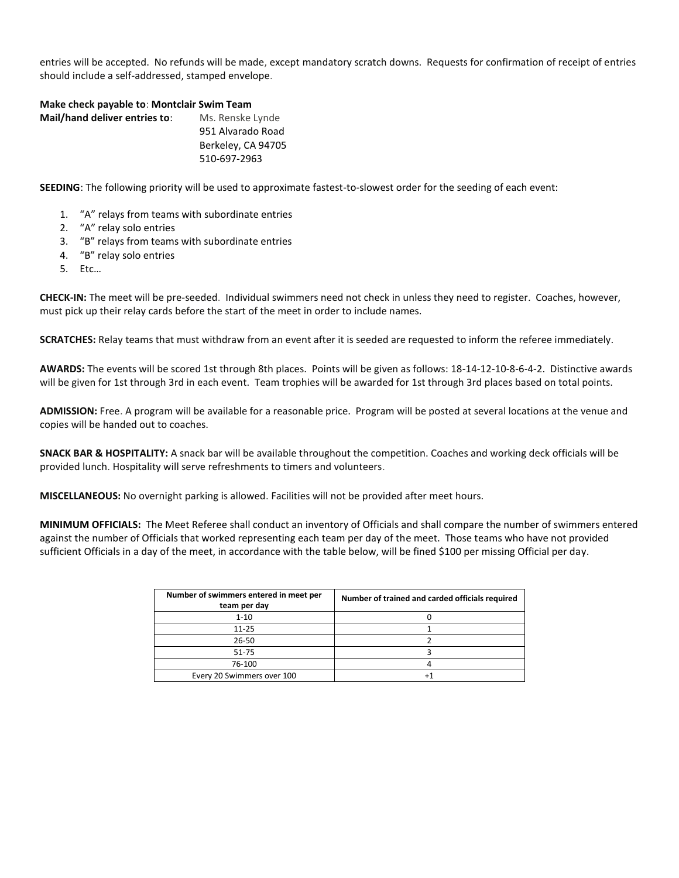entries will be accepted. No refunds will be made, except mandatory scratch downs. Requests for confirmation of receipt of entries should include a self-addressed, stamped envelope.

**Make check payable to**: **Montclair Swim Team**

**Mail/hand deliver entries to**: Ms. Renske Lynde
951 Alvarado Road
Berkeley, CA 94705
510-697-2963

**SEEDING**: The following priority will be used to approximate fastest-to-slowest order for the seeding of each event:

1. "A" relays from teams with subordinate entries
2. "A" relay solo entries
3. "B" relays from teams with subordinate entries
4. "B" relay solo entries
5. Etc…

**CHECK-IN:** The meet will be pre-seeded. Individual swimmers need not check in unless they need to register. Coaches, however, must pick up their relay cards before the start of the meet in order to include names.

**SCRATCHES:** Relay teams that must withdraw from an event after it is seeded are requested to inform the referee immediately.

**AWARDS:** The events will be scored 1st through 8th places. Points will be given as follows: 18-14-12-10-8-6-4-2. Distinctive awards will be given for 1st through 3rd in each event. Team trophies will be awarded for 1st through 3rd places based on total points.

**ADMISSION:** Free. A program will be available for a reasonable price. Program will be posted at several locations at the venue and copies will be handed out to coaches.

**SNACK BAR & HOSPITALITY:** A snack bar will be available throughout the competition. Coaches and working deck officials will be provided lunch. Hospitality will serve refreshments to timers and volunteers.

**MISCELLANEOUS:** No overnight parking is allowed. Facilities will not be provided after meet hours.

**MINIMUM OFFICIALS:** The Meet Referee shall conduct an inventory of Officials and shall compare the number of swimmers entered against the number of Officials that worked representing each team per day of the meet. Those teams who have not provided sufficient Officials in a day of the meet, in accordance with the table below, will be fined $100 per missing Official per day.

| Number of swimmers entered in meet per team per day | Number of trained and carded officials required |
|---|---|
| 1-10 | 0 |
| 11-25 | 1 |
| 26-50 | 2 |
| 51-75 | 3 |
| 76-100 | 4 |
| Every 20 Swimmers over 100 | +1 |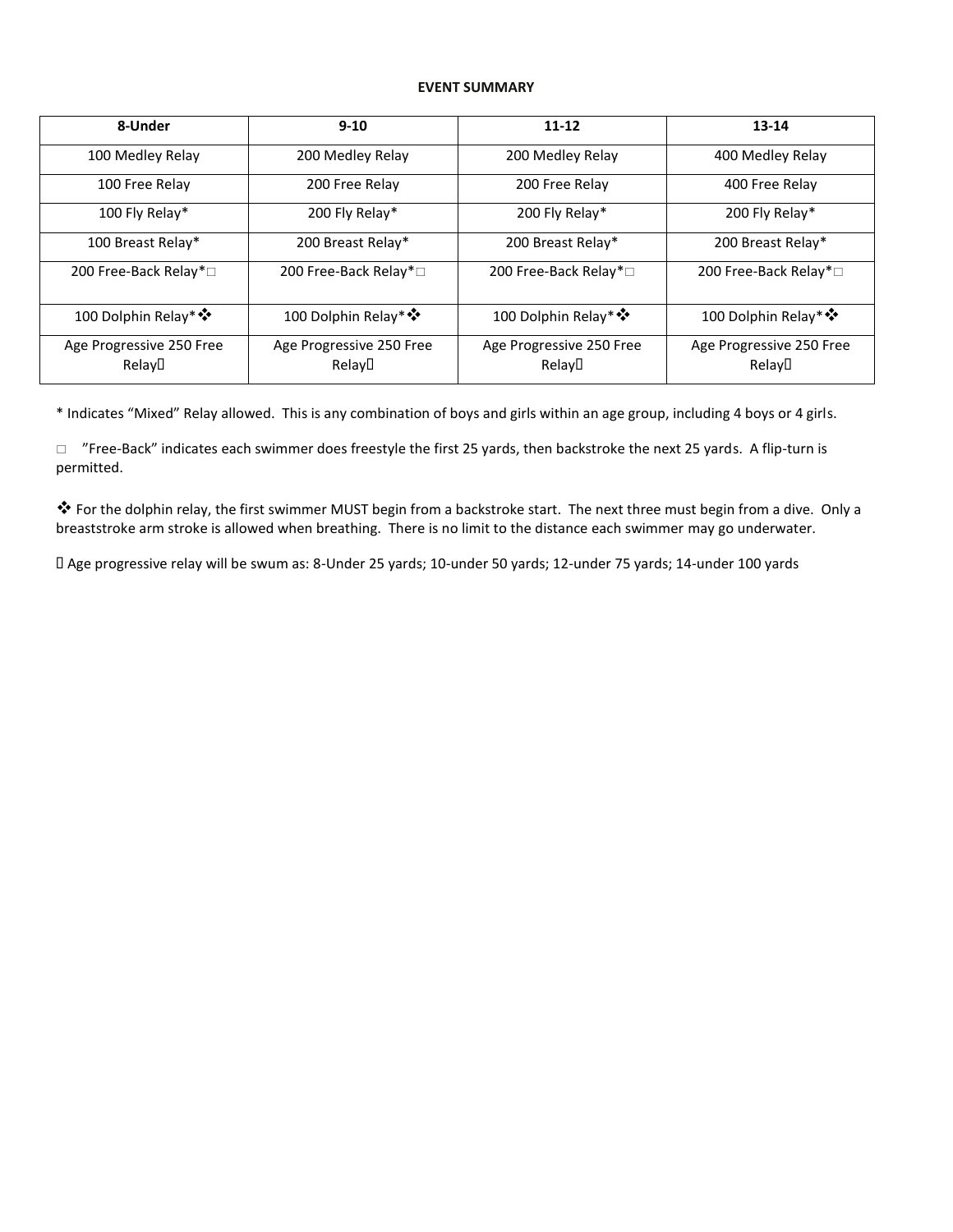**EVENT SUMMARY**

| 8-Under | 9-10 | 11-12 | 13-14 |
|---|---|---|---|
| 100 Medley Relay | 200 Medley Relay | 200 Medley Relay | 400 Medley Relay |
| 100 Free Relay | 200 Free Relay | 200 Free Relay | 400 Free Relay |
| 100 Fly Relay* | 200 Fly Relay* | 200 Fly Relay* | 200 Fly Relay* |
| 100 Breast Relay* | 200 Breast Relay* | 200 Breast Relay* | 200 Breast Relay* |
| 200 Free-Back Relay*□ | 200 Free-Back Relay*□ | 200 Free-Back Relay*□ | 200 Free-Back Relay*□ |
| 100 Dolphin Relay*❖ | 100 Dolphin Relay*❖ | 100 Dolphin Relay*❖ | 100 Dolphin Relay*❖ |
| Age Progressive 250 Free Relay | Age Progressive 250 Free Relay | Age Progressive 250 Free Relay | Age Progressive 250 Free Relay |

* Indicates "Mixed" Relay allowed. This is any combination of boys and girls within an age group, including 4 boys or 4 girls.

□ "Free-Back" indicates each swimmer does freestyle the first 25 yards, then backstroke the next 25 yards. A flip-turn is permitted.

❖ For the dolphin relay, the first swimmer MUST begin from a backstroke start. The next three must begin from a dive. Only a breaststroke arm stroke is allowed when breathing. There is no limit to the distance each swimmer may go underwater.

Age progressive relay will be swum as: 8-Under 25 yards; 10-under 50 yards; 12-under 75 yards; 14-under 100 yards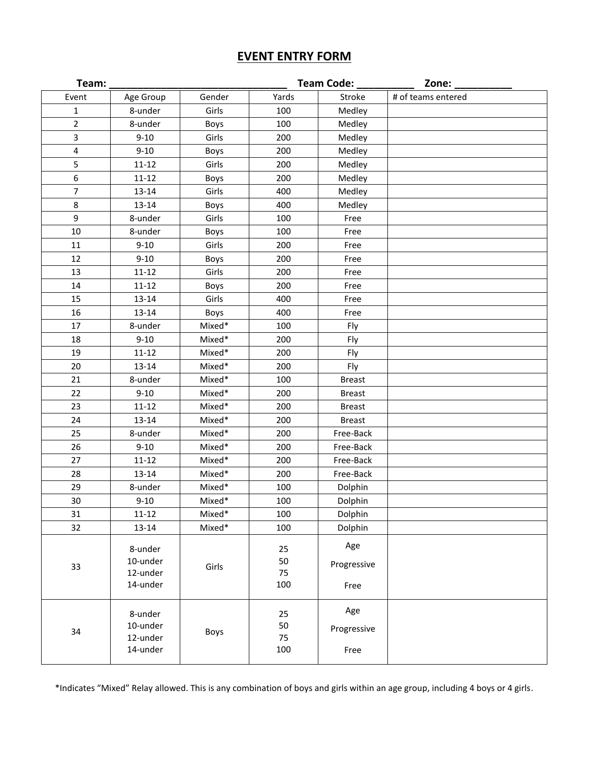# EVENT ENTRY FORM

**Team: ______________________________ Team Code: __________ Zone: __________**

| Event | Age Group | Gender | Yards | Stroke | # of teams entered |
|---|---|---|---|---|---|
| 1 | 8-under | Girls | 100 | Medley | |
| 2 | 8-under | Boys | 100 | Medley | |
| 3 | 9-10 | Girls | 200 | Medley | |
| 4 | 9-10 | Boys | 200 | Medley | |
| 5 | 11-12 | Girls | 200 | Medley | |
| 6 | 11-12 | Boys | 200 | Medley | |
| 7 | 13-14 | Girls | 400 | Medley | |
| 8 | 13-14 | Boys | 400 | Medley | |
| 9 | 8-under | Girls | 100 | Free | |
| 10 | 8-under | Boys | 100 | Free | |
| 11 | 9-10 | Girls | 200 | Free | |
| 12 | 9-10 | Boys | 200 | Free | |
| 13 | 11-12 | Girls | 200 | Free | |
| 14 | 11-12 | Boys | 200 | Free | |
| 15 | 13-14 | Girls | 400 | Free | |
| 16 | 13-14 | Boys | 400 | Free | |
| 17 | 8-under | Mixed* | 100 | Fly | |
| 18 | 9-10 | Mixed* | 200 | Fly | |
| 19 | 11-12 | Mixed* | 200 | Fly | |
| 20 | 13-14 | Mixed* | 200 | Fly | |
| 21 | 8-under | Mixed* | 100 | Breast | |
| 22 | 9-10 | Mixed* | 200 | Breast | |
| 23 | 11-12 | Mixed* | 200 | Breast | |
| 24 | 13-14 | Mixed* | 200 | Breast | |
| 25 | 8-under | Mixed* | 200 | Free-Back | |
| 26 | 9-10 | Mixed* | 200 | Free-Back | |
| 27 | 11-12 | Mixed* | 200 | Free-Back | |
| 28 | 13-14 | Mixed* | 200 | Free-Back | |
| 29 | 8-under | Mixed* | 100 | Dolphin | |
| 30 | 9-10 | Mixed* | 100 | Dolphin | |
| 31 | 11-12 | Mixed* | 100 | Dolphin | |
| 32 | 13-14 | Mixed* | 100 | Dolphin | |
| 33 | 8-under<br>10-under<br>12-under<br>14-under | Girls | 25<br>50<br>75<br>100 | Age Progressive Free | |
| 34 | 8-under<br>10-under<br>12-under<br>14-under | Boys | 25<br>50<br>75<br>100 | Age Progressive Free | |

*Indicates "Mixed" Relay allowed. This is any combination of boys and girls within an age group, including 4 boys or 4 girls.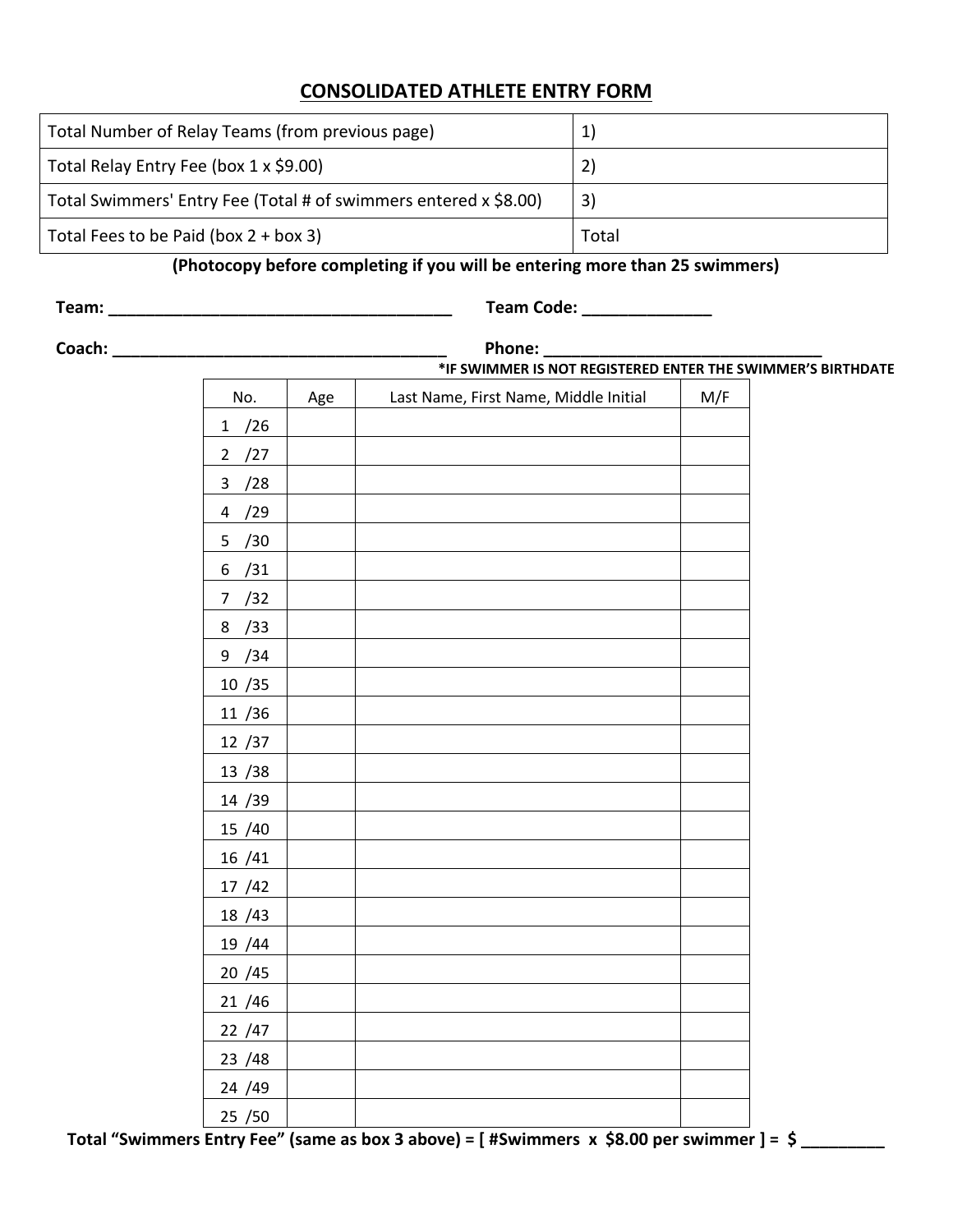## CONSOLIDATED ATHLETE ENTRY FORM

| | |
|---|---|
| Total Number of Relay Teams (from previous page) | 1) |
| Total Relay Entry Fee (box 1 x $9.00) | 2) |
| Total Swimmers' Entry Fee (Total # of swimmers entered x $8.00) | 3) |
| Total Fees to be Paid (box 2 + box 3) | Total |

**(Photocopy before completing if you will be entering more than 25 swimmers)**

**Team: ______________________________________ Team Code: ______________**

**Coach: _____________________________________ Phone: _______________________________**

***IF SWIMMER IS NOT REGISTERED ENTER THE SWIMMER'S BIRTHDATE**

| No. | Age | Last Name, First Name, Middle Initial | M/F |
|---|---|---|---|
| 1 /26 | | | |
| 2 /27 | | | |
| 3 /28 | | | |
| 4 /29 | | | |
| 5 /30 | | | |
| 6 /31 | | | |
| 7 /32 | | | |
| 8 /33 | | | |
| 9 /34 | | | |
| 10 /35 | | | |
| 11 /36 | | | |
| 12 /37 | | | |
| 13 /38 | | | |
| 14 /39 | | | |
| 15 /40 | | | |
| 16 /41 | | | |
| 17 /42 | | | |
| 18 /43 | | | |
| 19 /44 | | | |
| 20 /45 | | | |
| 21 /46 | | | |
| 22 /47 | | | |
| 23 /48 | | | |
| 24 /49 | | | |
| 25 /50 | | | |

**Total "Swimmers Entry Fee" (same as box 3 above) = [ #Swimmers x $8.00 per swimmer ] = $ _________**